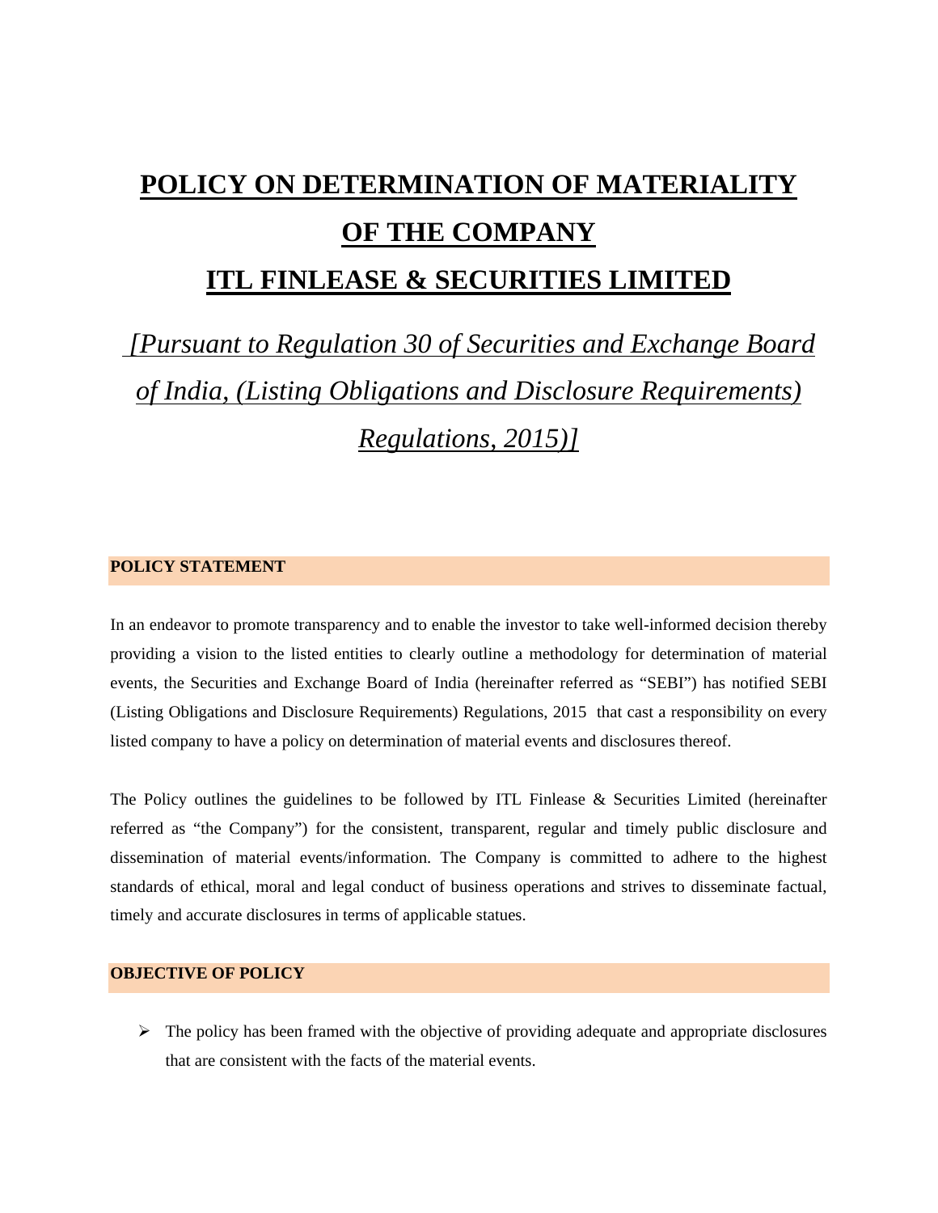# POLICY ON DETERMINATION OF MATERIALITY OF THE COMPANY

# ITL FINLEASE & SECURITIES LIMITED

*[Pursuant to Regulation 30 of Securities and Exchange Board of India, (Listing Obligations and Disclosure Requirements) Regulations, 2015)]*

## POLICY STATEMENT

In an endeavor to promote transparency and to enable the investor to take well-informed decision thereby providing a vision to the listed entities to clearly outline a methodology for determination of material events, the Securities and Exchange Board of India (hereinafter referred as "SEBI") has notified SEBI (Listing Obligations and Disclosure Requirements) Regulations, 2015 that cast a responsibility on every listed company to have a policy on determination of material events and disclosures thereof.

The Policy outlines the guidelines to be followed by ITL Finlease & Securities Limited (hereinafter referred as "the Company") for the consistent, transparent, regular and timely public disclosure and dissemination of material events/information. The Company is committed to adhere to the highest standards of ethical, moral and legal conduct of business operations and strives to disseminate factual, timely and accurate disclosures in terms of applicable statues.

## OBJECTIVE OF POLICY

- The policy has been framed with the objective of providing adequate and appropriate disclosures that are consistent with the facts of the material events.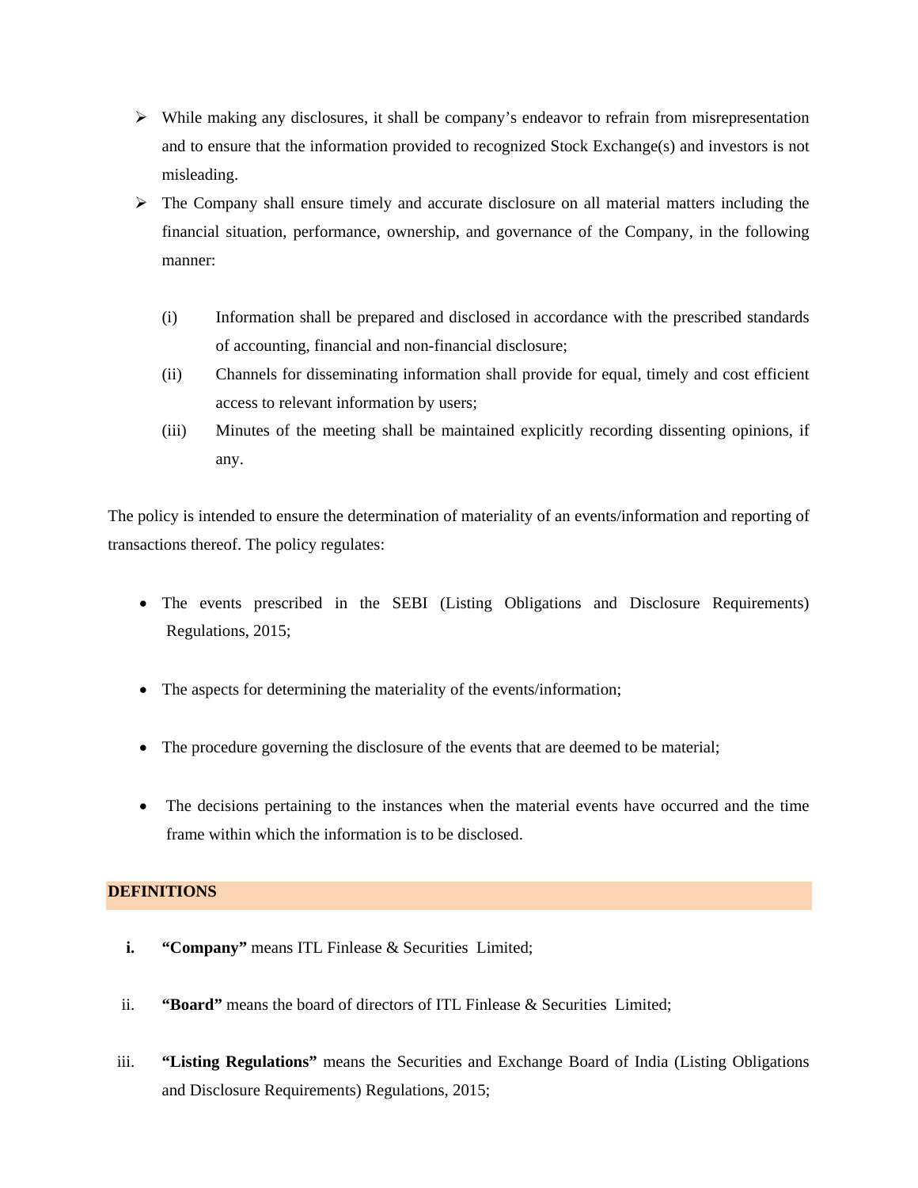- While making any disclosures, it shall be company's endeavor to refrain from misrepresentation and to ensure that the information provided to recognized Stock Exchange(s) and investors is not misleading.
- The Company shall ensure timely and accurate disclosure on all material matters including the financial situation, performance, ownership, and governance of the Company, in the following manner:

  (i) Information shall be prepared and disclosed in accordance with the prescribed standards of accounting, financial and non-financial disclosure;

  (ii) Channels for disseminating information shall provide for equal, timely and cost efficient access to relevant information by users;

  (iii) Minutes of the meeting shall be maintained explicitly recording dissenting opinions, if any.

The policy is intended to ensure the determination of materiality of an events/information and reporting of transactions thereof. The policy regulates:

- The events prescribed in the SEBI (Listing Obligations and Disclosure Requirements) Regulations, 2015;
- The aspects for determining the materiality of the events/information;
- The procedure governing the disclosure of the events that are deemed to be material;
- The decisions pertaining to the instances when the material events have occurred and the time frame within which the information is to be disclosed.

## DEFINITIONS

i. **"Company"** means ITL Finlease & Securities Limited;

ii. **"Board"** means the board of directors of ITL Finlease & Securities Limited;

iii. **"Listing Regulations"** means the Securities and Exchange Board of India (Listing Obligations and Disclosure Requirements) Regulations, 2015;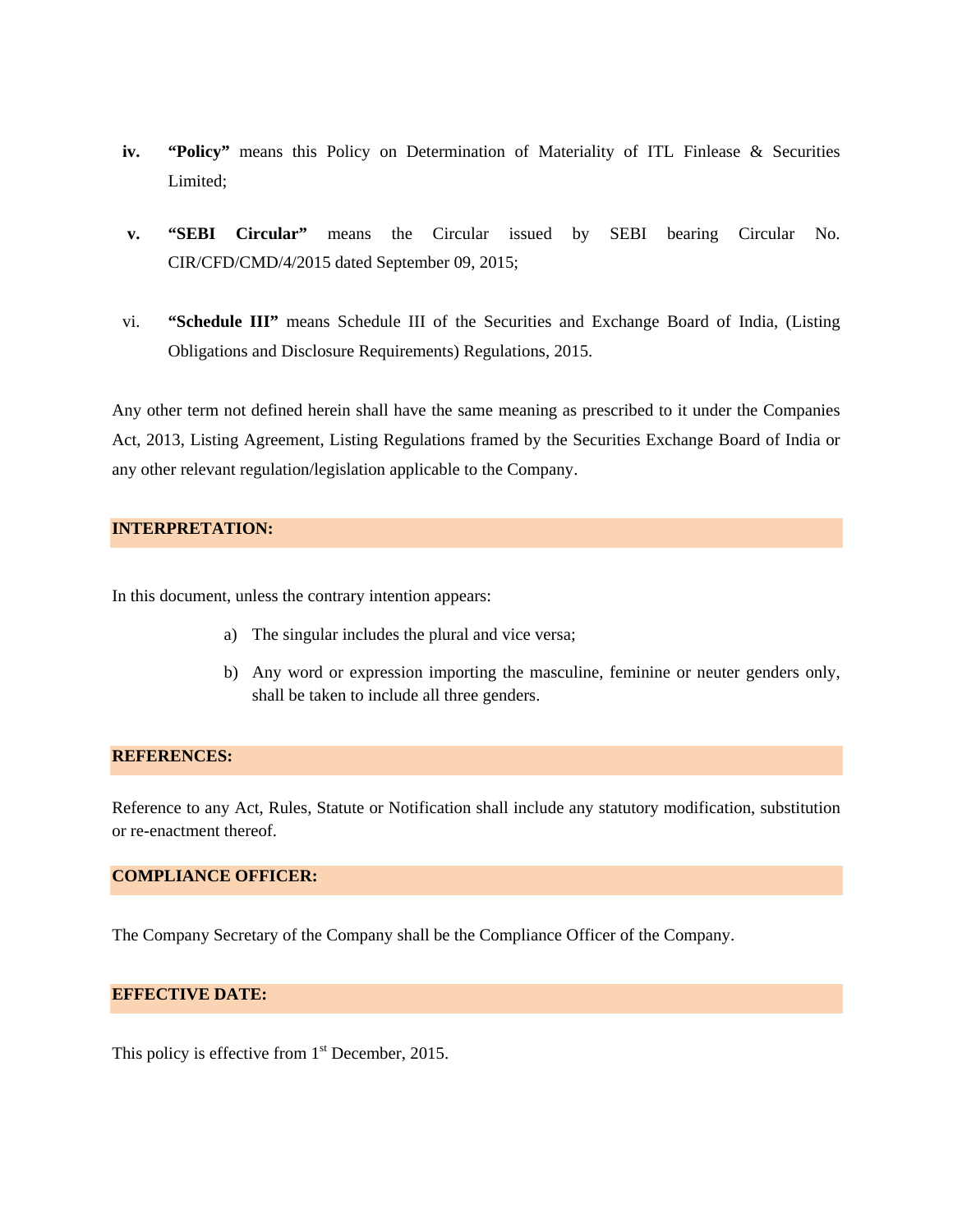iv. **"Policy"** means this Policy on Determination of Materiality of ITL Finlease & Securities Limited;

v. **"SEBI Circular"** means the Circular issued by SEBI bearing Circular No. CIR/CFD/CMD/4/2015 dated September 09, 2015;

vi. **"Schedule III"** means Schedule III of the Securities and Exchange Board of India, (Listing Obligations and Disclosure Requirements) Regulations, 2015.

Any other term not defined herein shall have the same meaning as prescribed to it under the Companies Act, 2013, Listing Agreement, Listing Regulations framed by the Securities Exchange Board of India or any other relevant regulation/legislation applicable to the Company.

## INTERPRETATION:

In this document, unless the contrary intention appears:

a) The singular includes the plural and vice versa;

b) Any word or expression importing the masculine, feminine or neuter genders only, shall be taken to include all three genders.

## REFERENCES:

Reference to any Act, Rules, Statute or Notification shall include any statutory modification, substitution or re-enactment thereof.

## COMPLIANCE OFFICER:

The Company Secretary of the Company shall be the Compliance Officer of the Company.

## EFFECTIVE DATE:

This policy is effective from 1st December, 2015.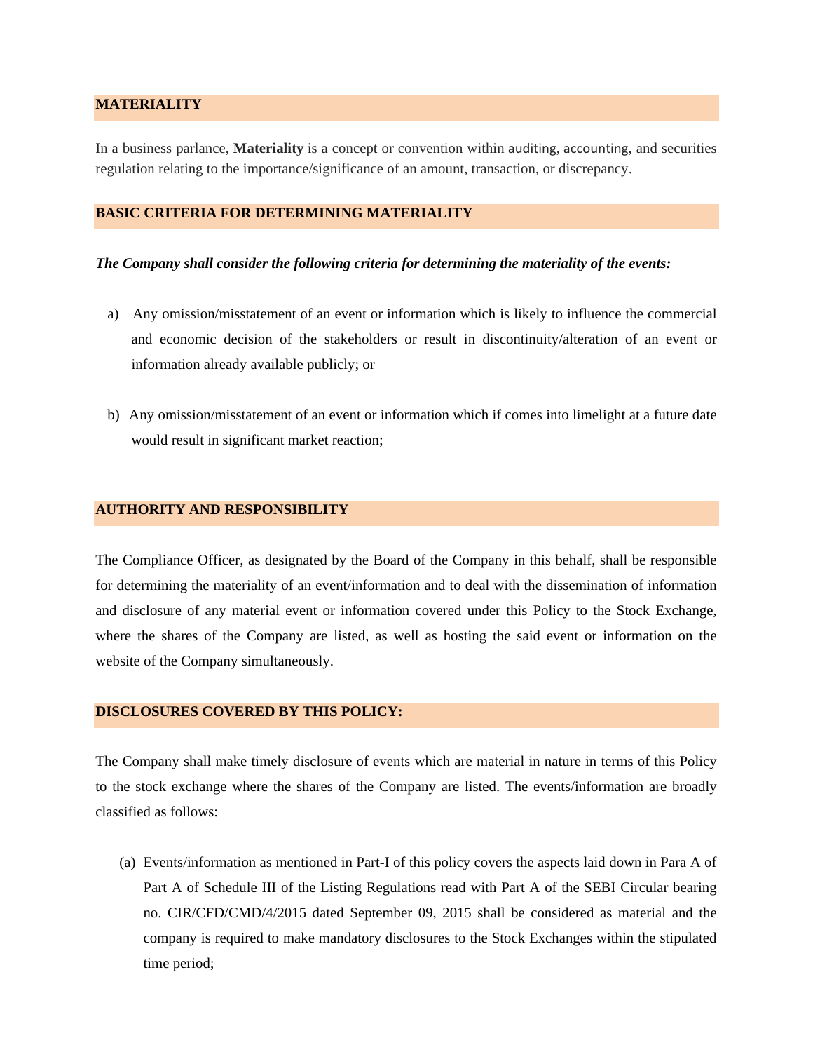## MATERIALITY

In a business parlance, **Materiality** is a concept or convention within auditing, accounting, and securities regulation relating to the importance/significance of an amount, transaction, or discrepancy.

## BASIC CRITERIA FOR DETERMINING MATERIALITY

***The Company shall consider the following criteria for determining the materiality of the events:***

a) Any omission/misstatement of an event or information which is likely to influence the commercial and economic decision of the stakeholders or result in discontinuity/alteration of an event or information already available publicly; or

b) Any omission/misstatement of an event or information which if comes into limelight at a future date would result in significant market reaction;

## AUTHORITY AND RESPONSIBILITY

The Compliance Officer, as designated by the Board of the Company in this behalf, shall be responsible for determining the materiality of an event/information and to deal with the dissemination of information and disclosure of any material event or information covered under this Policy to the Stock Exchange, where the shares of the Company are listed, as well as hosting the said event or information on the website of the Company simultaneously.

## DISCLOSURES COVERED BY THIS POLICY:

The Company shall make timely disclosure of events which are material in nature in terms of this Policy to the stock exchange where the shares of the Company are listed. The events/information are broadly classified as follows:

(a) Events/information as mentioned in Part-I of this policy covers the aspects laid down in Para A of Part A of Schedule III of the Listing Regulations read with Part A of the SEBI Circular bearing no. CIR/CFD/CMD/4/2015 dated September 09, 2015 shall be considered as material and the company is required to make mandatory disclosures to the Stock Exchanges within the stipulated time period;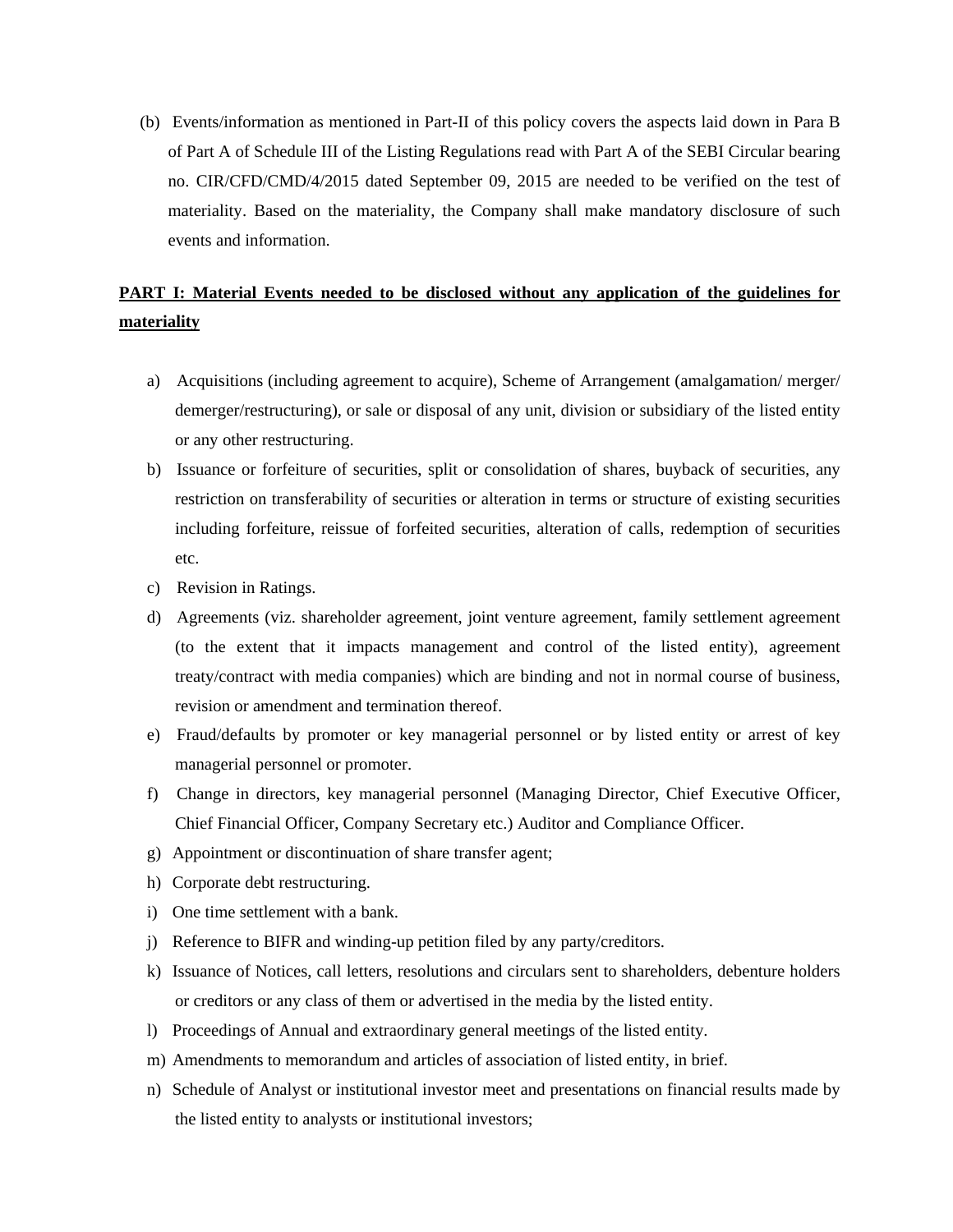(b) Events/information as mentioned in Part-II of this policy covers the aspects laid down in Para B of Part A of Schedule III of the Listing Regulations read with Part A of the SEBI Circular bearing no. CIR/CFD/CMD/4/2015 dated September 09, 2015 are needed to be verified on the test of materiality. Based on the materiality, the Company shall make mandatory disclosure of such events and information.

**PART I: Material Events needed to be disclosed without any application of the guidelines for materiality**

a) Acquisitions (including agreement to acquire), Scheme of Arrangement (amalgamation/ merger/ demerger/restructuring), or sale or disposal of any unit, division or subsidiary of the listed entity or any other restructuring.

b) Issuance or forfeiture of securities, split or consolidation of shares, buyback of securities, any restriction on transferability of securities or alteration in terms or structure of existing securities including forfeiture, reissue of forfeited securities, alteration of calls, redemption of securities etc.

c) Revision in Ratings.

d) Agreements (viz. shareholder agreement, joint venture agreement, family settlement agreement (to the extent that it impacts management and control of the listed entity), agreement treaty/contract with media companies) which are binding and not in normal course of business, revision or amendment and termination thereof.

e) Fraud/defaults by promoter or key managerial personnel or by listed entity or arrest of key managerial personnel or promoter.

f) Change in directors, key managerial personnel (Managing Director, Chief Executive Officer, Chief Financial Officer, Company Secretary etc.) Auditor and Compliance Officer.

g) Appointment or discontinuation of share transfer agent;

h) Corporate debt restructuring.

i) One time settlement with a bank.

j) Reference to BIFR and winding-up petition filed by any party/creditors.

k) Issuance of Notices, call letters, resolutions and circulars sent to shareholders, debenture holders or creditors or any class of them or advertised in the media by the listed entity.

l) Proceedings of Annual and extraordinary general meetings of the listed entity.

m) Amendments to memorandum and articles of association of listed entity, in brief.

n) Schedule of Analyst or institutional investor meet and presentations on financial results made by the listed entity to analysts or institutional investors;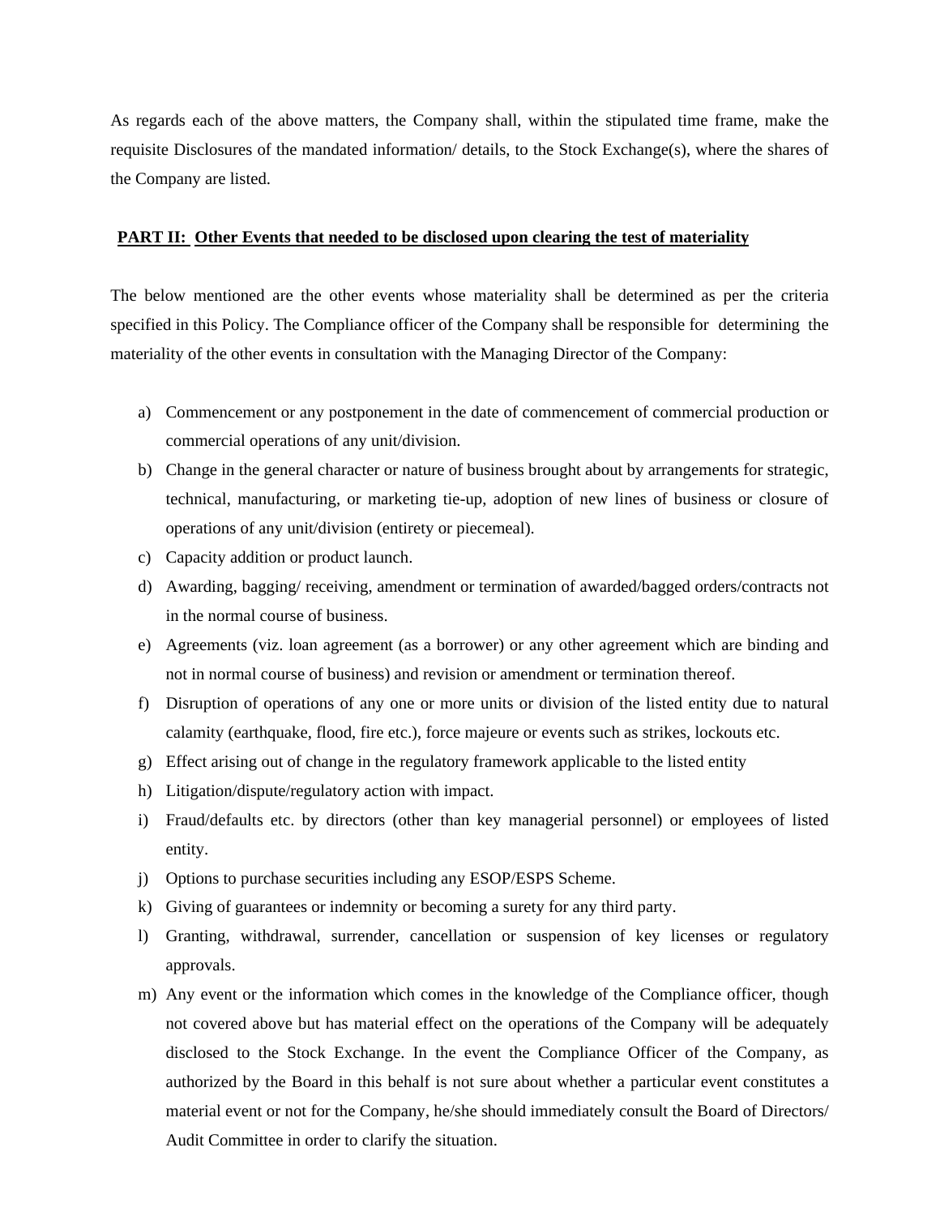As regards each of the above matters, the Company shall, within the stipulated time frame, make the requisite Disclosures of the mandated information/ details, to the Stock Exchange(s), where the shares of the Company are listed.

## PART II: Other Events that needed to be disclosed upon clearing the test of materiality

The below mentioned are the other events whose materiality shall be determined as per the criteria specified in this Policy. The Compliance officer of the Company shall be responsible for determining the materiality of the other events in consultation with the Managing Director of the Company:

a) Commencement or any postponement in the date of commencement of commercial production or commercial operations of any unit/division.

b) Change in the general character or nature of business brought about by arrangements for strategic, technical, manufacturing, or marketing tie-up, adoption of new lines of business or closure of operations of any unit/division (entirety or piecemeal).

c) Capacity addition or product launch.

d) Awarding, bagging/ receiving, amendment or termination of awarded/bagged orders/contracts not in the normal course of business.

e) Agreements (viz. loan agreement (as a borrower) or any other agreement which are binding and not in normal course of business) and revision or amendment or termination thereof.

f) Disruption of operations of any one or more units or division of the listed entity due to natural calamity (earthquake, flood, fire etc.), force majeure or events such as strikes, lockouts etc.

g) Effect arising out of change in the regulatory framework applicable to the listed entity

h) Litigation/dispute/regulatory action with impact.

i) Fraud/defaults etc. by directors (other than key managerial personnel) or employees of listed entity.

j) Options to purchase securities including any ESOP/ESPS Scheme.

k) Giving of guarantees or indemnity or becoming a surety for any third party.

l) Granting, withdrawal, surrender, cancellation or suspension of key licenses or regulatory approvals.

m) Any event or the information which comes in the knowledge of the Compliance officer, though not covered above but has material effect on the operations of the Company will be adequately disclosed to the Stock Exchange. In the event the Compliance Officer of the Company, as authorized by the Board in this behalf is not sure about whether a particular event constitutes a material event or not for the Company, he/she should immediately consult the Board of Directors/ Audit Committee in order to clarify the situation.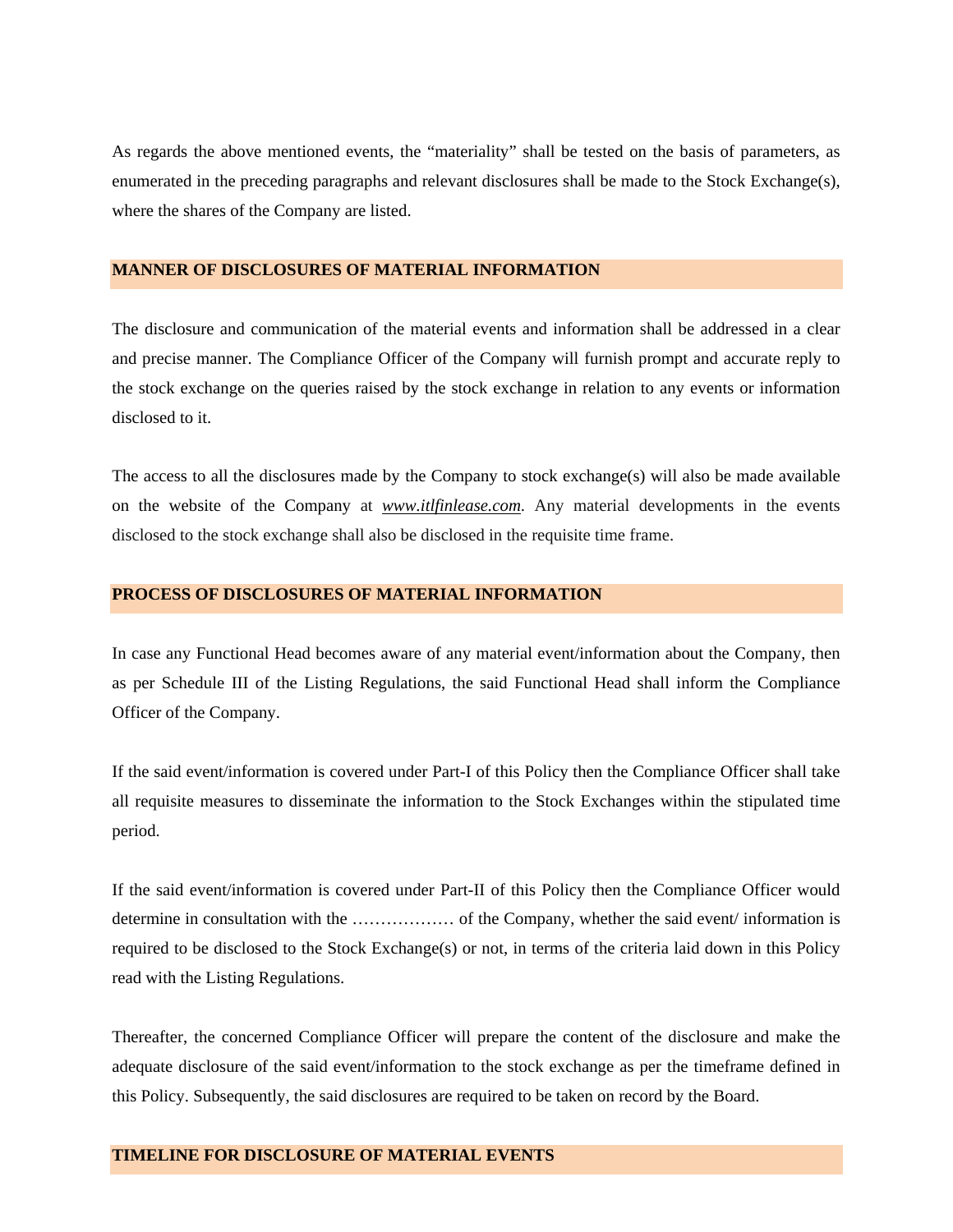As regards the above mentioned events, the "materiality" shall be tested on the basis of parameters, as enumerated in the preceding paragraphs and relevant disclosures shall be made to the Stock Exchange(s), where the shares of the Company are listed.

## MANNER OF DISCLOSURES OF MATERIAL INFORMATION

The disclosure and communication of the material events and information shall be addressed in a clear and precise manner. The Compliance Officer of the Company will furnish prompt and accurate reply to the stock exchange on the queries raised by the stock exchange in relation to any events or information disclosed to it.

The access to all the disclosures made by the Company to stock exchange(s) will also be made available on the website of the Company at *www.itlfinlease.com*. Any material developments in the events disclosed to the stock exchange shall also be disclosed in the requisite time frame.

## PROCESS OF DISCLOSURES OF MATERIAL INFORMATION

In case any Functional Head becomes aware of any material event/information about the Company, then as per Schedule III of the Listing Regulations, the said Functional Head shall inform the Compliance Officer of the Company.

If the said event/information is covered under Part-I of this Policy then the Compliance Officer shall take all requisite measures to disseminate the information to the Stock Exchanges within the stipulated time period.

If the said event/information is covered under Part-II of this Policy then the Compliance Officer would determine in consultation with the ……………… of the Company, whether the said event/ information is required to be disclosed to the Stock Exchange(s) or not, in terms of the criteria laid down in this Policy read with the Listing Regulations.

Thereafter, the concerned Compliance Officer will prepare the content of the disclosure and make the adequate disclosure of the said event/information to the stock exchange as per the timeframe defined in this Policy. Subsequently, the said disclosures are required to be taken on record by the Board.

## TIMELINE FOR DISCLOSURE OF MATERIAL EVENTS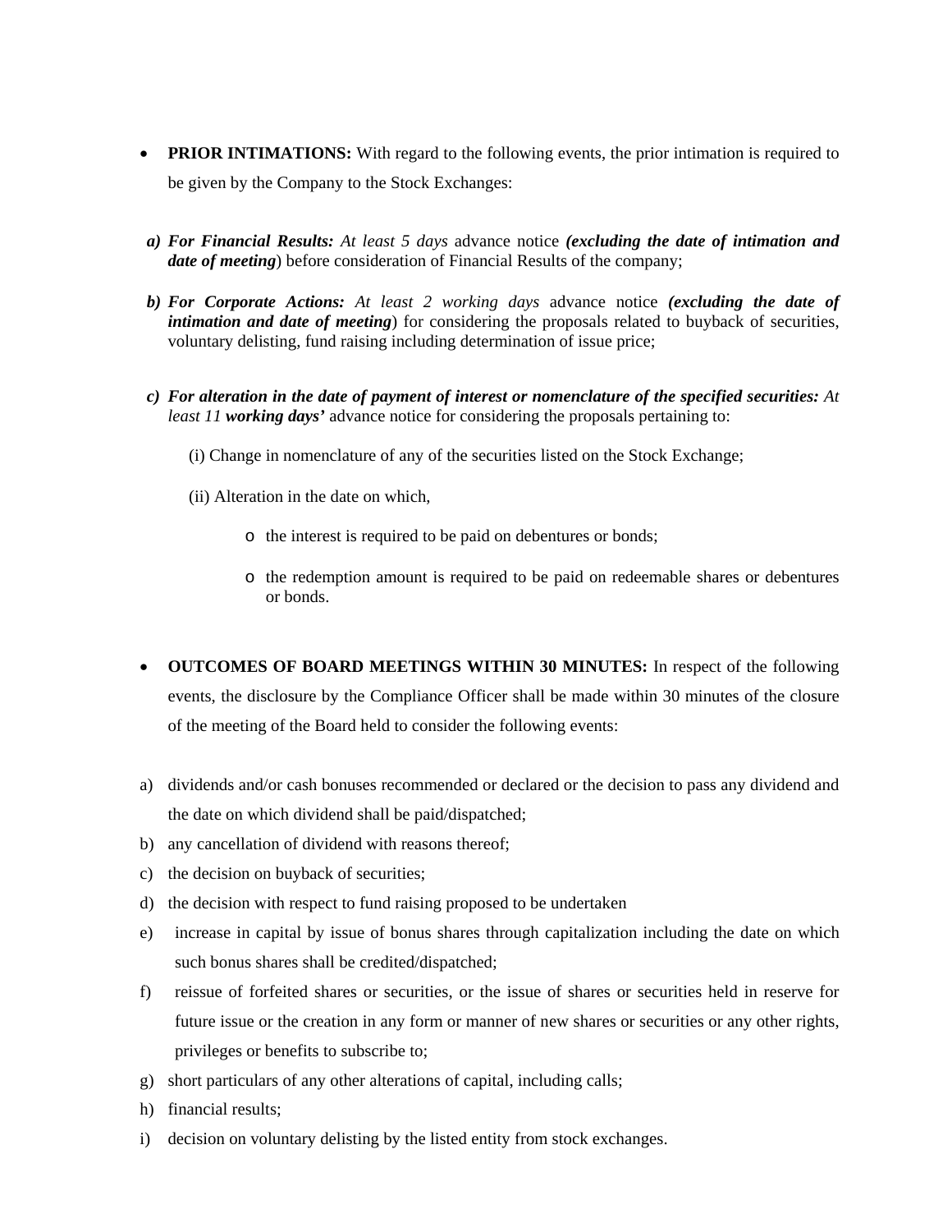- **PRIOR INTIMATIONS:** With regard to the following events, the prior intimation is required to be given by the Company to the Stock Exchanges:

a) ***For Financial Results:*** *At least 5 days* advance notice ***(excluding the date of intimation and date of meeting***) before consideration of Financial Results of the company;

b) ***For Corporate Actions:*** *At least 2 working days* advance notice ***(excluding the date of intimation and date of meeting***) for considering the proposals related to buyback of securities, voluntary delisting, fund raising including determination of issue price;

c) ***For alteration in the date of payment of interest or nomenclature of the specified securities:*** *At least 11* ***working days'*** advance notice for considering the proposals pertaining to:

   (i) Change in nomenclature of any of the securities listed on the Stock Exchange;

   (ii) Alteration in the date on which,

   - the interest is required to be paid on debentures or bonds;
   - the redemption amount is required to be paid on redeemable shares or debentures or bonds.

- **OUTCOMES OF BOARD MEETINGS WITHIN 30 MINUTES:** In respect of the following events, the disclosure by the Compliance Officer shall be made within 30 minutes of the closure of the meeting of the Board held to consider the following events:

a) dividends and/or cash bonuses recommended or declared or the decision to pass any dividend and the date on which dividend shall be paid/dispatched;
b) any cancellation of dividend with reasons thereof;
c) the decision on buyback of securities;
d) the decision with respect to fund raising proposed to be undertaken
e) increase in capital by issue of bonus shares through capitalization including the date on which such bonus shares shall be credited/dispatched;
f) reissue of forfeited shares or securities, or the issue of shares or securities held in reserve for future issue or the creation in any form or manner of new shares or securities or any other rights, privileges or benefits to subscribe to;
g) short particulars of any other alterations of capital, including calls;
h) financial results;
i) decision on voluntary delisting by the listed entity from stock exchanges.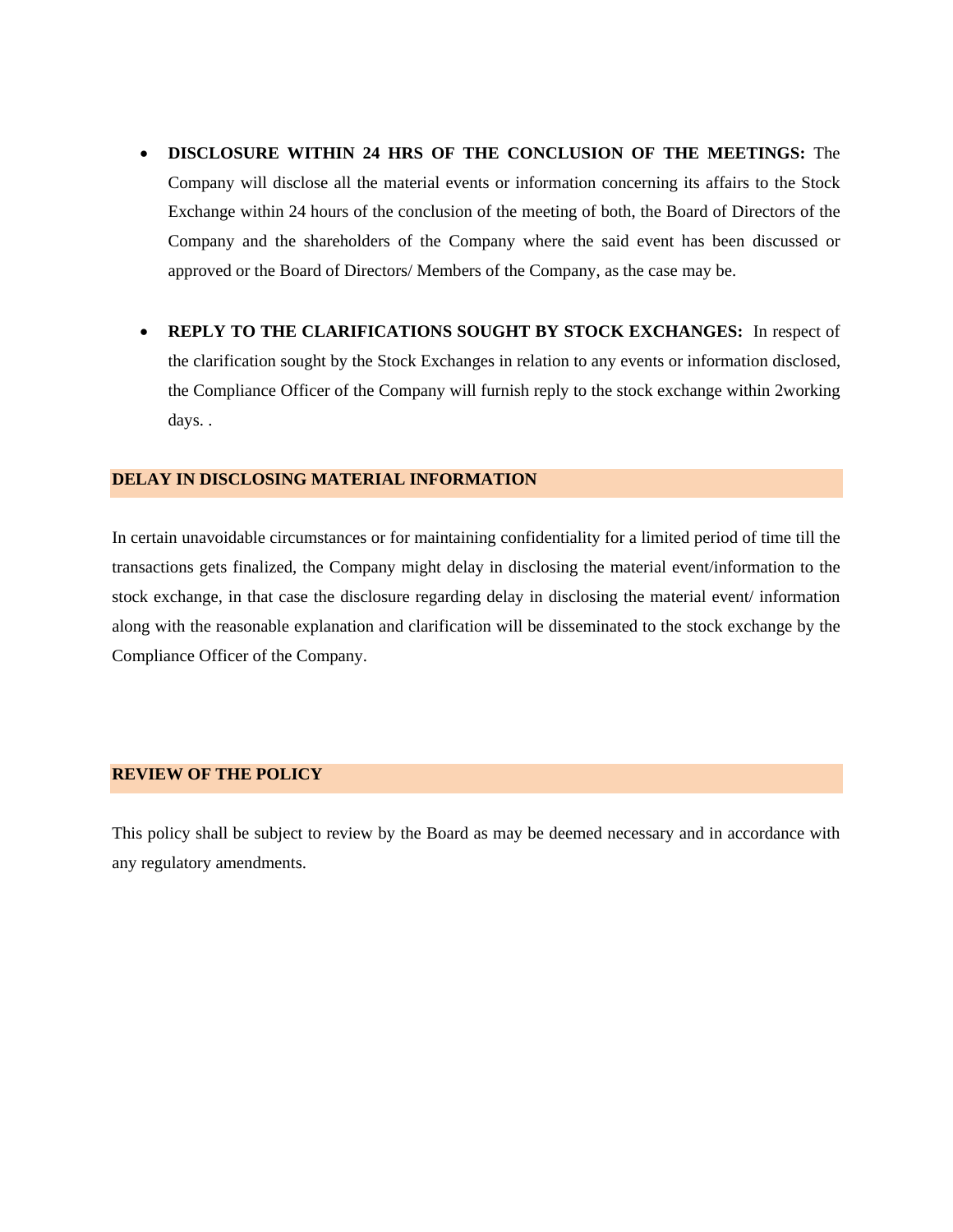- **DISCLOSURE WITHIN 24 HRS OF THE CONCLUSION OF THE MEETINGS:** The Company will disclose all the material events or information concerning its affairs to the Stock Exchange within 24 hours of the conclusion of the meeting of both, the Board of Directors of the Company and the shareholders of the Company where the said event has been discussed or approved or the Board of Directors/ Members of the Company, as the case may be.

- **REPLY TO THE CLARIFICATIONS SOUGHT BY STOCK EXCHANGES:** In respect of the clarification sought by the Stock Exchanges in relation to any events or information disclosed, the Compliance Officer of the Company will furnish reply to the stock exchange within 2working days. .

## DELAY IN DISCLOSING MATERIAL INFORMATION

In certain unavoidable circumstances or for maintaining confidentiality for a limited period of time till the transactions gets finalized, the Company might delay in disclosing the material event/information to the stock exchange, in that case the disclosure regarding delay in disclosing the material event/ information along with the reasonable explanation and clarification will be disseminated to the stock exchange by the Compliance Officer of the Company.

## REVIEW OF THE POLICY

This policy shall be subject to review by the Board as may be deemed necessary and in accordance with any regulatory amendments.